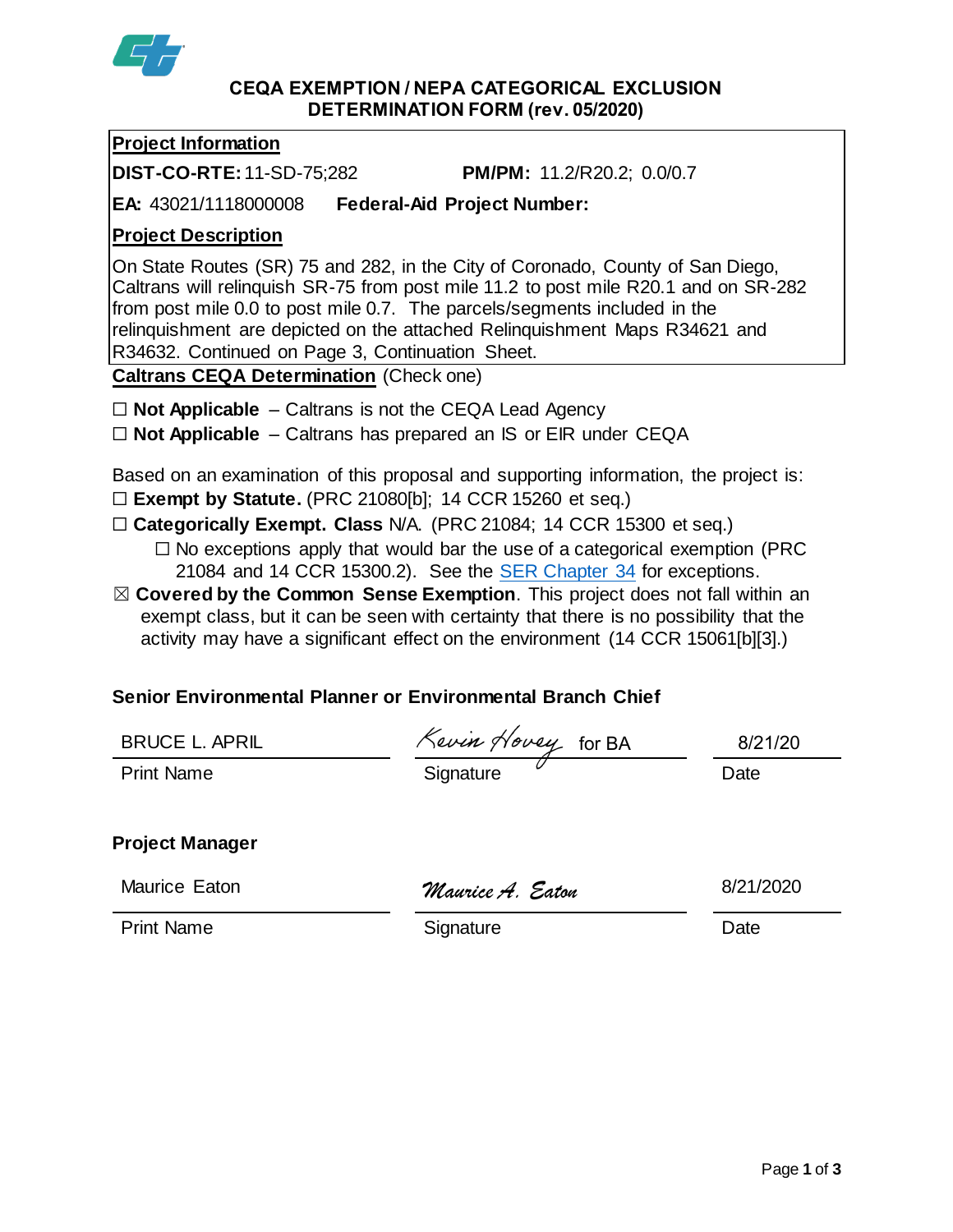# CEQA EXEMPTION / NEPA CATEGORICAL EXCLUSION DETERMINATION FORM (rev. 05/2020)

## Project Information

**DIST-CO-RTE:** 11-SD-75;282 **PM/PM:** 11.2/R20.2; 0.0/0.7

**EA:** 43021/1118000008 **Federal-Aid Project Number:**

## Project Description

On State Routes (SR) 75 and 282, in the City of Coronado, County of San Diego, Caltrans will relinquish SR-75 from post mile 11.2 to post mile R20.1 and on SR-282 from post mile 0.0 to post mile 0.7. The parcels/segments included in the relinquishment are depicted on the attached Relinquishment Maps R34621 and R34632. Continued on Page 3, Continuation Sheet.

## Caltrans CEQA Determination (Check one)

☐ **Not Applicable** – Caltrans is not the CEQA Lead Agency

☐ **Not Applicable** – Caltrans has prepared an IS or EIR under CEQA

Based on an examination of this proposal and supporting information, the project is:

☐ **Exempt by Statute.** (PRC 21080[b]; 14 CCR 15260 et seq.)

☐ **Categorically Exempt. Class** N/A. (PRC 21084; 14 CCR 15300 et seq.)

- ☐ No exceptions apply that would bar the use of a categorical exemption (PRC 21084 and 14 CCR 15300.2). See the SER Chapter 34 for exceptions.

☒ **Covered by the Common Sense Exemption**. This project does not fall within an exempt class, but it can be seen with certainty that there is no possibility that the activity may have a significant effect on the environment (14 CCR 15061[b][3].)

**Senior Environmental Planner or Environmental Branch Chief**

| BRUCE L. APRIL | Kevin Hovey for BA | 8/21/20 |
|---|---|---|
| Print Name | Signature | Date |

**Project Manager**

| Maurice Eaton | Maurice A. Eaton | 8/21/2020 |
|---|---|---|
| Print Name | Signature | Date |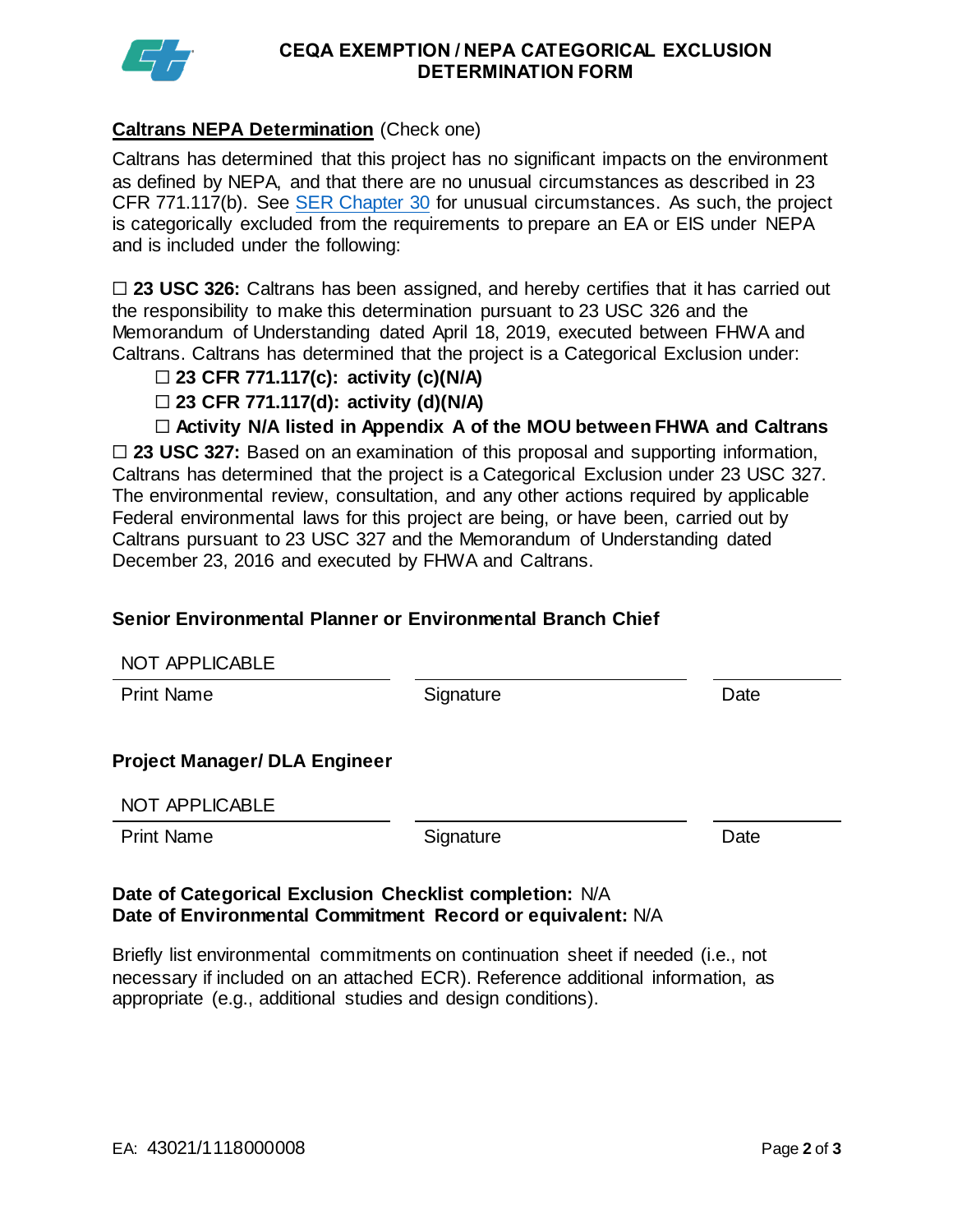# CEQA EXEMPTION / NEPA CATEGORICAL EXCLUSION DETERMINATION FORM

**Caltrans NEPA Determination** (Check one)

Caltrans has determined that this project has no significant impacts on the environment as defined by NEPA, and that there are no unusual circumstances as described in 23 CFR 771.117(b). See SER Chapter 30 for unusual circumstances. As such, the project is categorically excluded from the requirements to prepare an EA or EIS under NEPA and is included under the following:

☐ **23 USC 326:** Caltrans has been assigned, and hereby certifies that it has carried out the responsibility to make this determination pursuant to 23 USC 326 and the Memorandum of Understanding dated April 18, 2019, executed between FHWA and Caltrans. Caltrans has determined that the project is a Categorical Exclusion under:

- ☐ **23 CFR 771.117(c): activity (c)(N/A)**
- ☐ **23 CFR 771.117(d): activity (d)(N/A)**
- ☐ **Activity N/A listed in Appendix A of the MOU between FHWA and Caltrans**

☐ **23 USC 327:** Based on an examination of this proposal and supporting information, Caltrans has determined that the project is a Categorical Exclusion under 23 USC 327. The environmental review, consultation, and any other actions required by applicable Federal environmental laws for this project are being, or have been, carried out by Caltrans pursuant to 23 USC 327 and the Memorandum of Understanding dated December 23, 2016 and executed by FHWA and Caltrans.

**Senior Environmental Planner or Environmental Branch Chief**

| NOT APPLICABLE | | |
|---|---|---|
| Print Name | Signature | Date |

**Project Manager/ DLA Engineer**

| NOT APPLICABLE | | |
|---|---|---|
| Print Name | Signature | Date |

**Date of Categorical Exclusion Checklist completion:** N/A
**Date of Environmental Commitment Record or equivalent:** N/A

Briefly list environmental commitments on continuation sheet if needed (i.e., not necessary if included on an attached ECR). Reference additional information, as appropriate (e.g., additional studies and design conditions).

EA: 43021/1118000008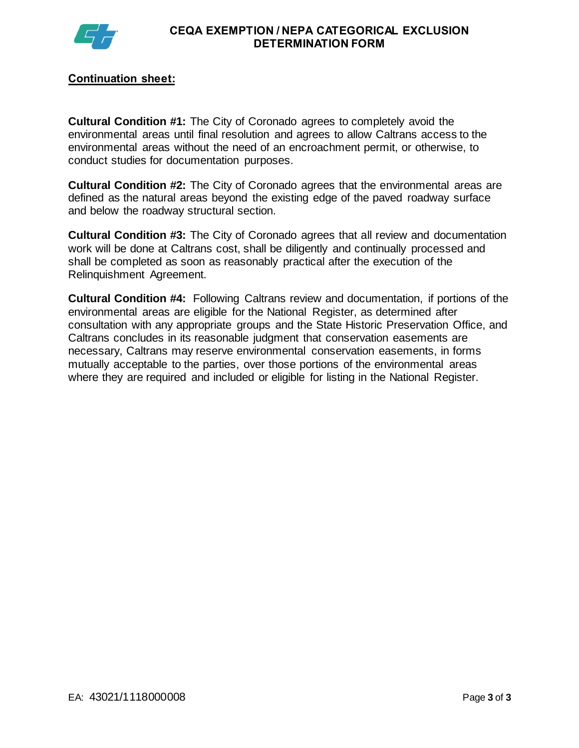**CEQA EXEMPTION / NEPA CATEGORICAL EXCLUSION DETERMINATION FORM**

**Continuation sheet:**

**Cultural Condition #1:** The City of Coronado agrees to completely avoid the environmental areas until final resolution and agrees to allow Caltrans access to the environmental areas without the need of an encroachment permit, or otherwise, to conduct studies for documentation purposes.

**Cultural Condition #2:** The City of Coronado agrees that the environmental areas are defined as the natural areas beyond the existing edge of the paved roadway surface and below the roadway structural section.

**Cultural Condition #3:** The City of Coronado agrees that all review and documentation work will be done at Caltrans cost, shall be diligently and continually processed and shall be completed as soon as reasonably practical after the execution of the Relinquishment Agreement.

**Cultural Condition #4:** Following Caltrans review and documentation, if portions of the environmental areas are eligible for the National Register, as determined after consultation with any appropriate groups and the State Historic Preservation Office, and Caltrans concludes in its reasonable judgment that conservation easements are necessary, Caltrans may reserve environmental conservation easements, in forms mutually acceptable to the parties, over those portions of the environmental areas where they are required and included or eligible for listing in the National Register.

EA: 43021/1118000008